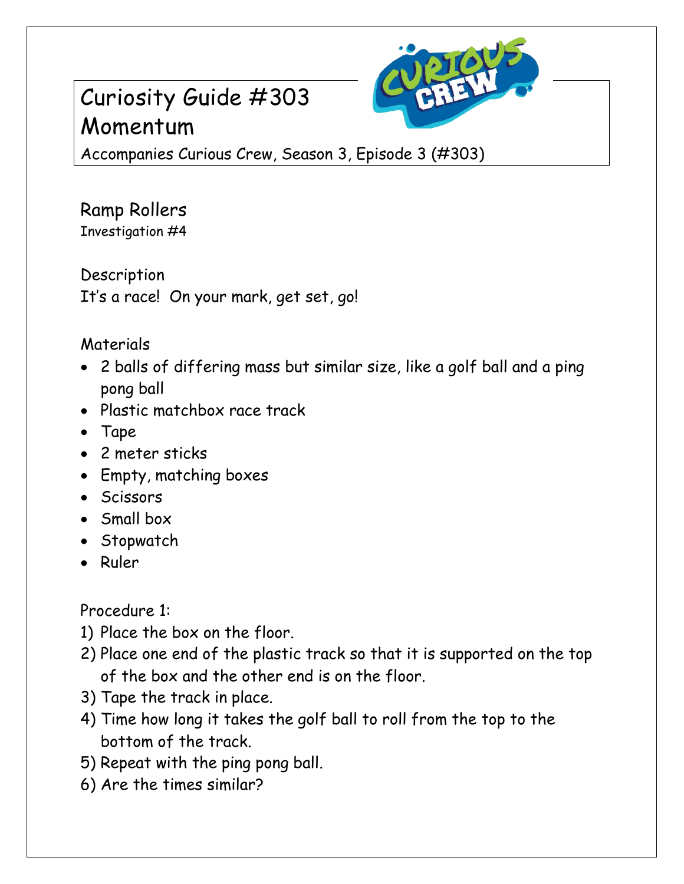# Curiosity Guide #303
# Momentum

Accompanies Curious Crew, Season 3, Episode 3 (#303)

## Ramp Rollers

Investigation #4

### Description

It's a race! On your mark, get set, go!

### Materials

- 2 balls of differing mass but similar size, like a golf ball and a ping pong ball
- Plastic matchbox race track
- Tape
- 2 meter sticks
- Empty, matching boxes
- Scissors
- Small box
- Stopwatch
- Ruler

### Procedure 1:

1) Place the box on the floor.
2) Place one end of the plastic track so that it is supported on the top of the box and the other end is on the floor.
3) Tape the track in place.
4) Time how long it takes the golf ball to roll from the top to the bottom of the track.
5) Repeat with the ping pong ball.
6) Are the times similar?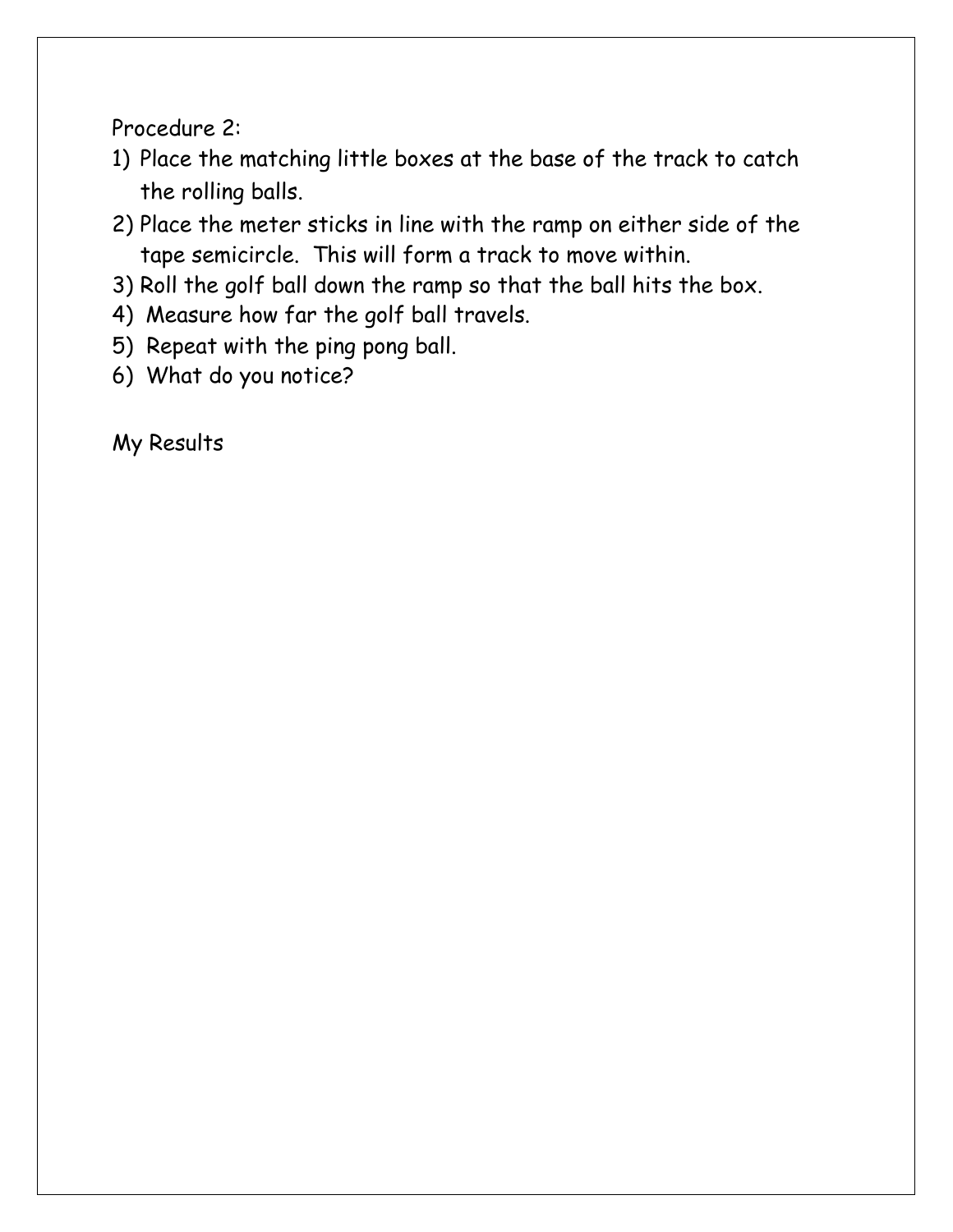Procedure 2:

1) Place the matching little boxes at the base of the track to catch the rolling balls.
2) Place the meter sticks in line with the ramp on either side of the tape semicircle. This will form a track to move within.
3) Roll the golf ball down the ramp so that the ball hits the box.
4) Measure how far the golf ball travels.
5) Repeat with the ping pong ball.
6) What do you notice?

My Results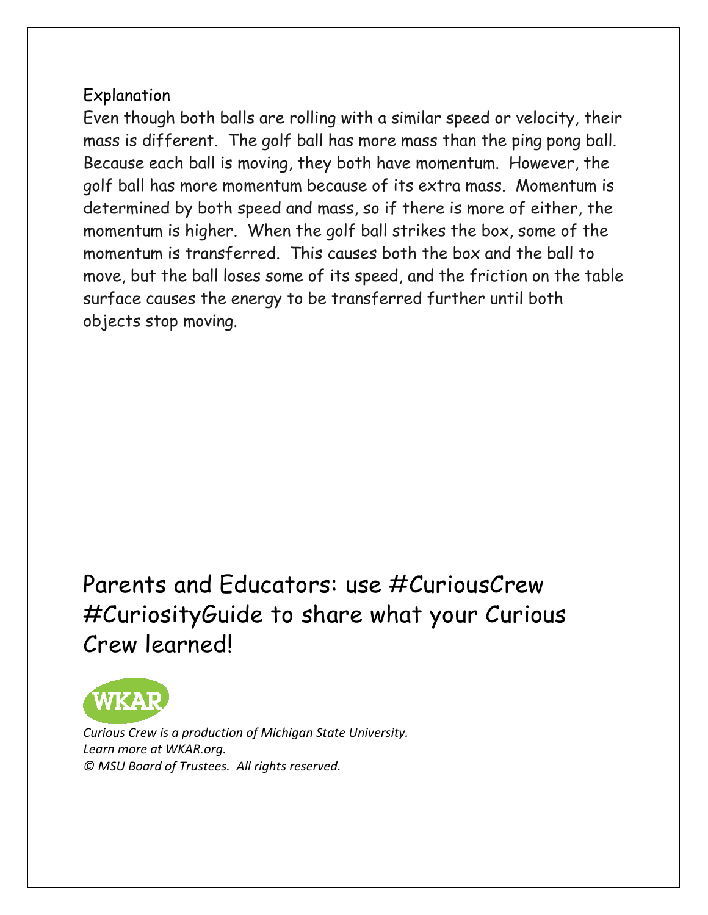## Explanation

Even though both balls are rolling with a similar speed or velocity, their mass is different. The golf ball has more mass than the ping pong ball. Because each ball is moving, they both have momentum. However, the golf ball has more momentum because of its extra mass. Momentum is determined by both speed and mass, so if there is more of either, the momentum is higher. When the golf ball strikes the box, some of the momentum is transferred. This causes both the box and the ball to move, but the ball loses some of its speed, and the friction on the table surface causes the energy to be transferred further until both objects stop moving.

# Parents and Educators: use #CuriousCrew #CuriosityGuide to share what your Curious Crew learned!

WKAR

*Curious Crew is a production of Michigan State University.*
*Learn more at WKAR.org.*
*© MSU Board of Trustees. All rights reserved.*